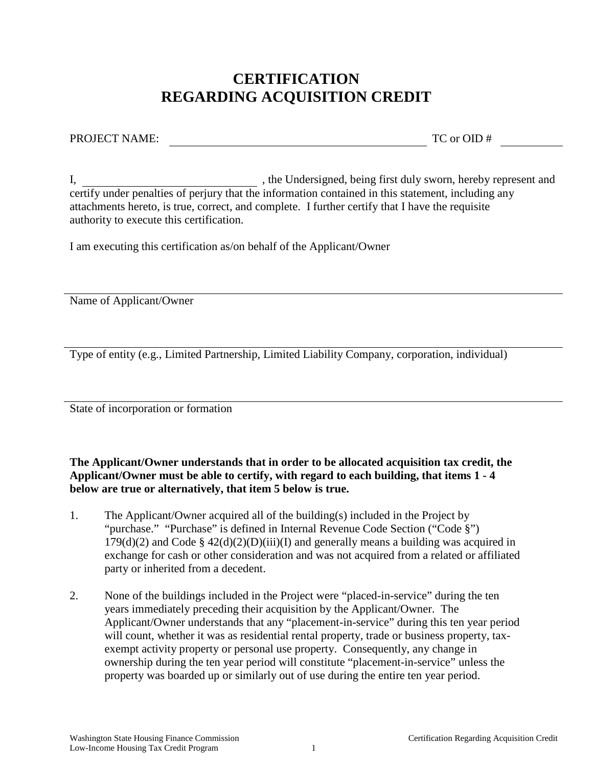# CERTIFICATION
# REGARDING ACQUISITION CREDIT

PROJECT NAME: ______________________________________________ TC or OID # __________

I, ______________________________ , the Undersigned, being first duly sworn, hereby represent and certify under penalties of perjury that the information contained in this statement, including any attachments hereto, is true, correct, and complete. I further certify that I have the requisite authority to execute this certification.

I am executing this certification as/on behalf of the Applicant/Owner

______________________________________________________________________

Name of Applicant/Owner

______________________________________________________________________

Type of entity (e.g., Limited Partnership, Limited Liability Company, corporation, individual)

______________________________________________________________________

State of incorporation or formation

**The Applicant/Owner understands that in order to be allocated acquisition tax credit, the Applicant/Owner must be able to certify, with regard to each building, that items 1 - 4 below are true or alternatively, that item 5 below is true.**

1. The Applicant/Owner acquired all of the building(s) included in the Project by "purchase." "Purchase" is defined in Internal Revenue Code Section ("Code §") 179(d)(2) and Code § 42(d)(2)(D)(iii)(I) and generally means a building was acquired in exchange for cash or other consideration and was not acquired from a related or affiliated party or inherited from a decedent.

2. None of the buildings included in the Project were "placed-in-service" during the ten years immediately preceding their acquisition by the Applicant/Owner. The Applicant/Owner understands that any "placement-in-service" during this ten year period will count, whether it was as residential rental property, trade or business property, tax-exempt activity property or personal use property. Consequently, any change in ownership during the ten year period will constitute "placement-in-service" unless the property was boarded up or similarly out of use during the entire ten year period.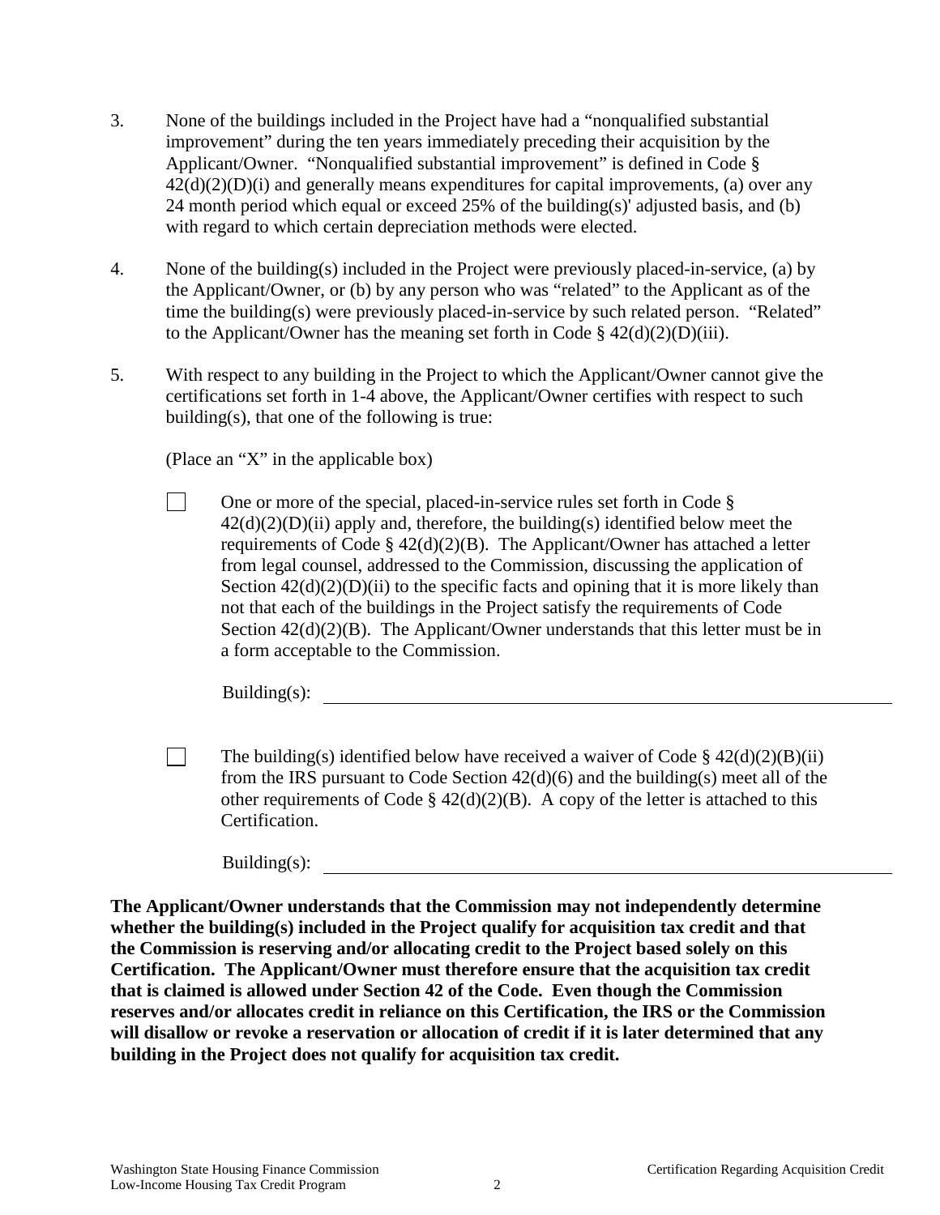3. None of the buildings included in the Project have had a "nonqualified substantial improvement" during the ten years immediately preceding their acquisition by the Applicant/Owner. "Nonqualified substantial improvement" is defined in Code § 42(d)(2)(D)(i) and generally means expenditures for capital improvements, (a) over any 24 month period which equal or exceed 25% of the building(s)' adjusted basis, and (b) with regard to which certain depreciation methods were elected.

4. None of the building(s) included in the Project were previously placed-in-service, (a) by the Applicant/Owner, or (b) by any person who was "related" to the Applicant as of the time the building(s) were previously placed-in-service by such related person. "Related" to the Applicant/Owner has the meaning set forth in Code § 42(d)(2)(D)(iii).

5. With respect to any building in the Project to which the Applicant/Owner cannot give the certifications set forth in 1-4 above, the Applicant/Owner certifies with respect to such building(s), that one of the following is true:

   (Place an "X" in the applicable box)

   ☐ One or more of the special, placed-in-service rules set forth in Code § 42(d)(2)(D)(ii) apply and, therefore, the building(s) identified below meet the requirements of Code § 42(d)(2)(B). The Applicant/Owner has attached a letter from legal counsel, addressed to the Commission, discussing the application of Section 42(d)(2)(D)(ii) to the specific facts and opining that it is more likely than not that each of the buildings in the Project satisfy the requirements of Code Section 42(d)(2)(B). The Applicant/Owner understands that this letter must be in a form acceptable to the Commission.

   Building(s): ____________________________________________

   ☐ The building(s) identified below have received a waiver of Code § 42(d)(2)(B)(ii) from the IRS pursuant to Code Section 42(d)(6) and the building(s) meet all of the other requirements of Code § 42(d)(2)(B). A copy of the letter is attached to this Certification.

   Building(s): ____________________________________________

**The Applicant/Owner understands that the Commission may not independently determine whether the building(s) included in the Project qualify for acquisition tax credit and that the Commission is reserving and/or allocating credit to the Project based solely on this Certification. The Applicant/Owner must therefore ensure that the acquisition tax credit that is claimed is allowed under Section 42 of the Code. Even though the Commission reserves and/or allocates credit in reliance on this Certification, the IRS or the Commission will disallow or revoke a reservation or allocation of credit if it is later determined that any building in the Project does not qualify for acquisition tax credit.**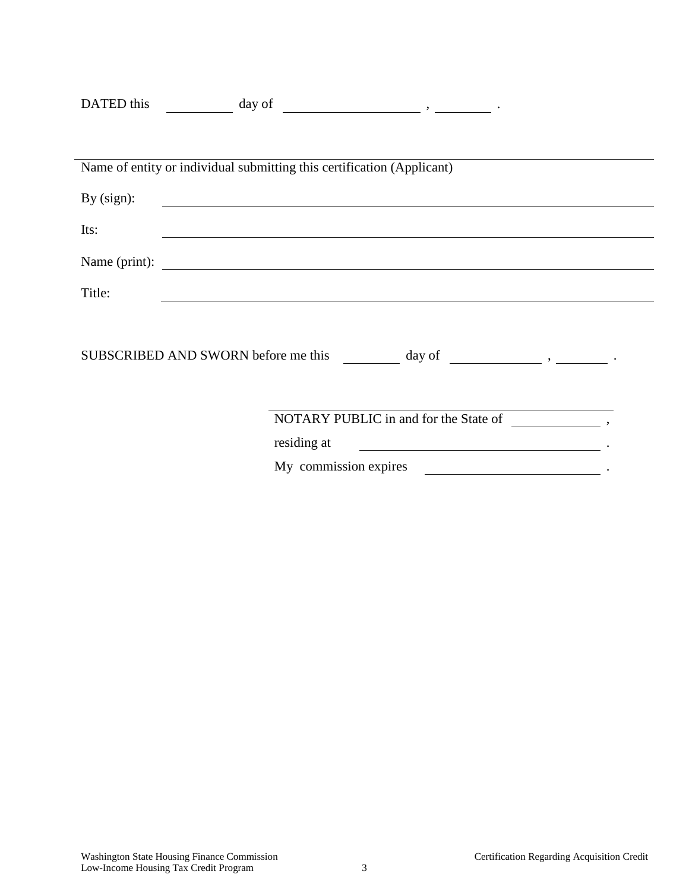DATED this ________ day of ________________ , ________ .

______________________________________________________________

Name of entity or individual submitting this certification (Applicant)

By (sign): ______________________________________________________________

Its: ______________________________________________________________

Name (print): ______________________________________________________________

Title: ______________________________________________________________

SUBSCRIBED AND SWORN before me this ________ day of ____________ , ________ .

______________________________________________

NOTARY PUBLIC in and for the State of ____________ ,

residing at ______________________________ .

My commission expires ______________________ .